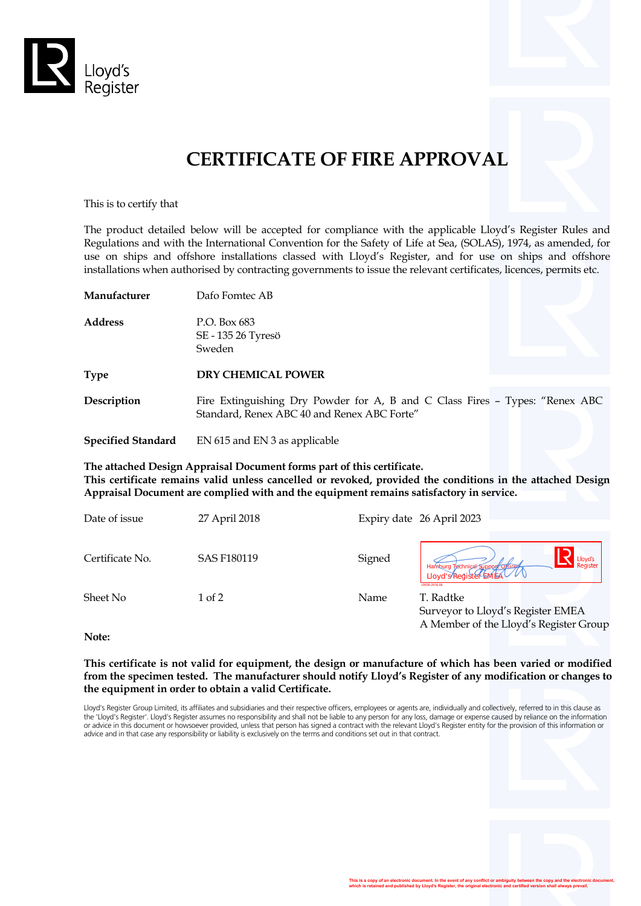Lloyd's Register

# CERTIFICATE OF FIRE APPROVAL

This is to certify that

The product detailed below will be accepted for compliance with the applicable Lloyd's Register Rules and Regulations and with the International Convention for the Safety of Life at Sea, (SOLAS), 1974, as amended, for use on ships and offshore installations classed with Lloyd's Register, and for use on ships and offshore installations when authorised by contracting governments to issue the relevant certificates, licences, permits etc.

| | |
|---|---|
| **Manufacturer** | Dafo Fomtec AB |
| **Address** | P.O. Box 683<br>SE - 135 26 Tyresö<br>Sweden |
| **Type** | **DRY CHEMICAL POWER** |
| **Description** | Fire Extinguishing Dry Powder for A, B and C Class Fires – Types: "Renex ABC Standard, Renex ABC 40 and Renex ABC Forte" |
| **Specified Standard** | EN 615 and EN 3 as applicable |

**The attached Design Appraisal Document forms part of this certificate.**
**This certificate remains valid unless cancelled or revoked, provided the conditions in the attached Design Appraisal Document are complied with and the equipment remains satisfactory in service.**

| | | | |
|---|---|---|---|
| Date of issue | 27 April 2018 | Expiry date | 26 April 2023 |
| Certificate No. | SAS F180119 | Signed | Hamburg Technical Support Office<br>Lloyd's Register EMEA |
| Sheet No | 1 of 2 | Name | T. Radtke<br>Surveyor to Lloyd's Register EMEA<br>A Member of the Lloyd's Register Group |

**Note:**

**This certificate is not valid for equipment, the design or manufacture of which has been varied or modified from the specimen tested. The manufacturer should notify Lloyd's Register of any modification or changes to the equipment in order to obtain a valid Certificate.**

Lloyd's Register Group Limited, its affiliates and subsidiaries and their respective officers, employees or agents are, individually and collectively, referred to in this clause as the 'Lloyd's Register'. Lloyd's Register assumes no responsibility and shall not be liable to any person for any loss, damage or expense caused by reliance on the information or advice in this document or howsoever provided, unless that person has signed a contract with the relevant Lloyd's Register entity for the provision of this information or advice and in that case any responsibility or liability is exclusively on the terms and conditions set out in that contract.

This is a copy of an electronic document. In the event of any conflict or ambiguity between the copy and the electronic document, which is retained and published by Lloyd's Register, the original electronic and certified version shall always prevail.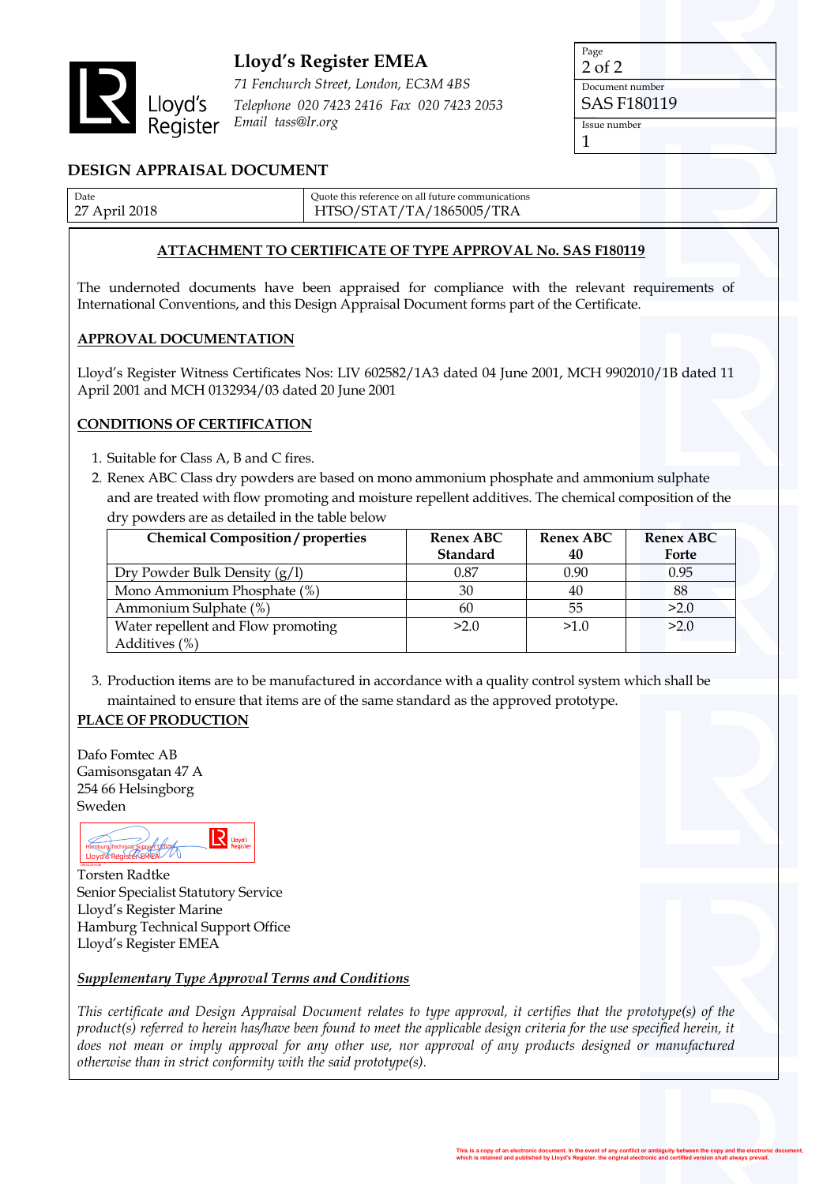# Lloyd's Register EMEA

*71 Fenchurch Street, London, EC3M 4BS*
*Telephone 020 7423 2416 Fax 020 7423 2053*
*Email tass@lr.org*

| | |
|---|---|
| Page | 2 of 2 |
| Document number | SAS F180119 |
| Issue number | 1 |

## DESIGN APPRAISAL DOCUMENT

| Date | Quote this reference on all future communications |
|---|---|
| 27 April 2018 | HTSO/STAT/TA/1865005/TRA |

### ATTACHMENT TO CERTIFICATE OF TYPE APPROVAL No. SAS F180119

The undernoted documents have been appraised for compliance with the relevant requirements of International Conventions, and this Design Appraisal Document forms part of the Certificate.

### APPROVAL DOCUMENTATION

Lloyd's Register Witness Certificates Nos: LIV 602582/1A3 dated 04 June 2001, MCH 9902010/1B dated 11 April 2001 and MCH 0132934/03 dated 20 June 2001

### CONDITIONS OF CERTIFICATION

1. Suitable for Class A, B and C fires.
2. Renex ABC Class dry powders are based on mono ammonium phosphate and ammonium sulphate and are treated with flow promoting and moisture repellent additives. The chemical composition of the dry powders are as detailed in the table below

| Chemical Composition / properties | Renex ABC Standard | Renex ABC 40 | Renex ABC Forte |
|---|---|---|---|
| Dry Powder Bulk Density (g/l) | 0.87 | 0.90 | 0.95 |
| Mono Ammonium Phosphate (%) | 30 | 40 | 88 |
| Ammonium Sulphate (%) | 60 | 55 | >2.0 |
| Water repellent and Flow promoting Additives (%) | >2.0 | >1.0 | >2.0 |

3. Production items are to be manufactured in accordance with a quality control system which shall be maintained to ensure that items are of the same standard as the approved prototype.

### PLACE OF PRODUCTION

Dafo Fomtec AB
Gamisonsgatan 47 A
254 66 Helsingborg
Sweden

Hamburg Technical Support Office
Lloyd's Register EMEA

Torsten Radtke
Senior Specialist Statutory Service
Lloyd's Register Marine
Hamburg Technical Support Office
Lloyd's Register EMEA

***Supplementary Type Approval Terms and Conditions***

*This certificate and Design Appraisal Document relates to type approval, it certifies that the prototype(s) of the product(s) referred to herein has/have been found to meet the applicable design criteria for the use specified herein, it does not mean or imply approval for any other use, nor approval of any products designed or manufactured otherwise than in strict conformity with the said prototype(s).*

This is a copy of an electronic document. In the event of any conflict or ambiguity between the copy and the electronic document, which is retained and published by Lloyd's Register, the original electronic and certified version shall always prevail.